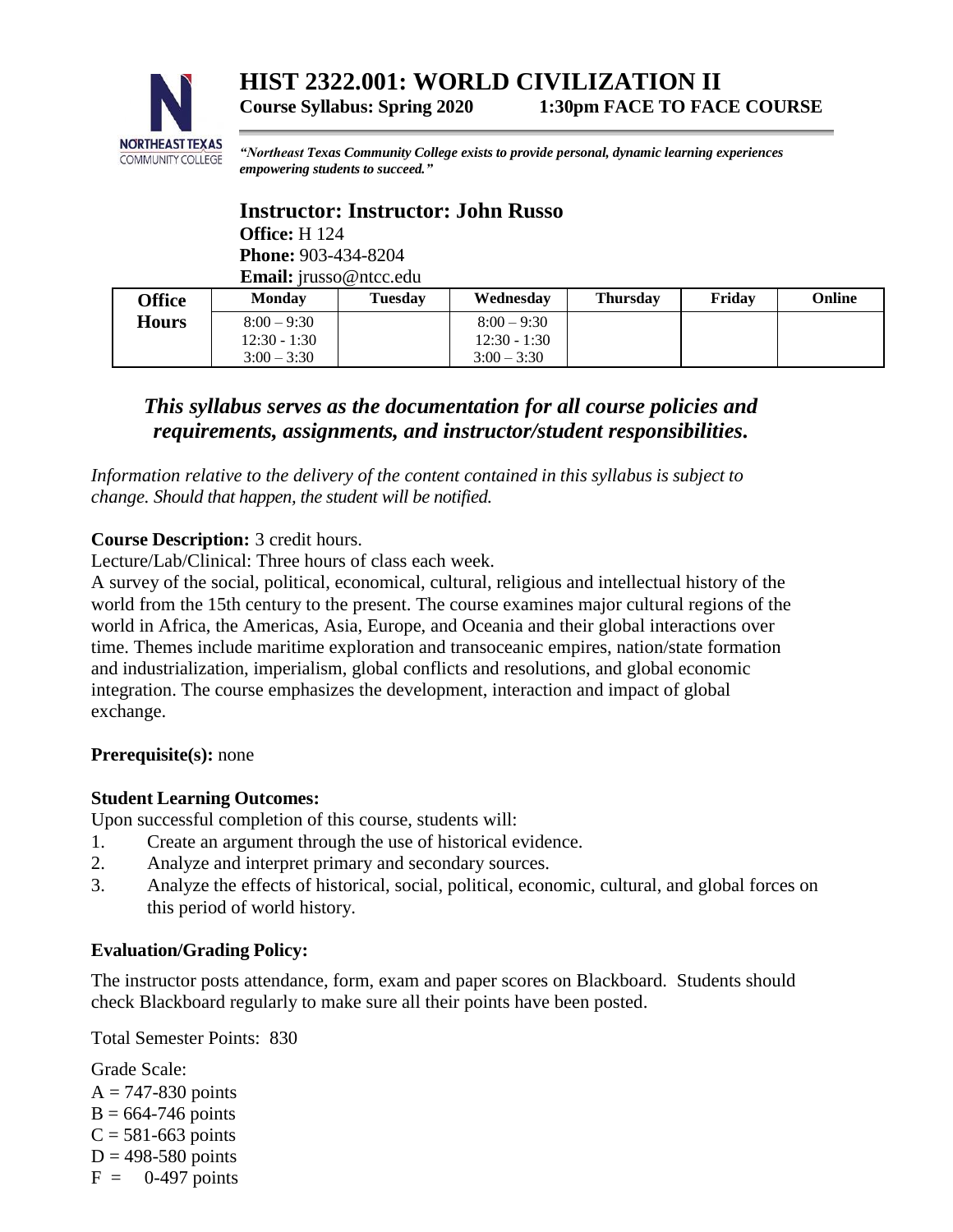# HIST 2322.001: WORLD CIVILIZATION II

**Course Syllabus: Spring 2020 1:30pm FACE TO FACE COURSE**

***"Northeast Texas Community College exists to provide personal, dynamic learning experiences empowering students to succeed."***

## Instructor: Instructor: John Russo

**Office:** H 124
**Phone:** 903-434-8204
**Email:** jrusso@ntcc.edu

| Office Hours | Monday | Tuesday | Wednesday | Thursday | Friday | Online |
|---|---|---|---|---|---|---|
| | 8:00 – 9:30<br>12:30 - 1:30<br>3:00 – 3:30 | | 8:00 – 9:30<br>12:30 - 1:30<br>3:00 – 3:30 | | | |

***This syllabus serves as the documentation for all course policies and requirements, assignments, and instructor/student responsibilities.***

*Information relative to the delivery of the content contained in this syllabus is subject to change. Should that happen, the student will be notified.*

**Course Description:** 3 credit hours.
Lecture/Lab/Clinical: Three hours of class each week.
A survey of the social, political, economical, cultural, religious and intellectual history of the world from the 15th century to the present. The course examines major cultural regions of the world in Africa, the Americas, Asia, Europe, and Oceania and their global interactions over time. Themes include maritime exploration and transoceanic empires, nation/state formation and industrialization, imperialism, global conflicts and resolutions, and global economic integration. The course emphasizes the development, interaction and impact of global exchange.

**Prerequisite(s):** none

**Student Learning Outcomes:**
Upon successful completion of this course, students will:

1. Create an argument through the use of historical evidence.
2. Analyze and interpret primary and secondary sources.
3. Analyze the effects of historical, social, political, economic, cultural, and global forces on this period of world history.

**Evaluation/Grading Policy:**

The instructor posts attendance, form, exam and paper scores on Blackboard. Students should check Blackboard regularly to make sure all their points have been posted.

Total Semester Points: 830

Grade Scale:
A = 747-830 points
B = 664-746 points
C = 581-663 points
D = 498-580 points
F = 0-497 points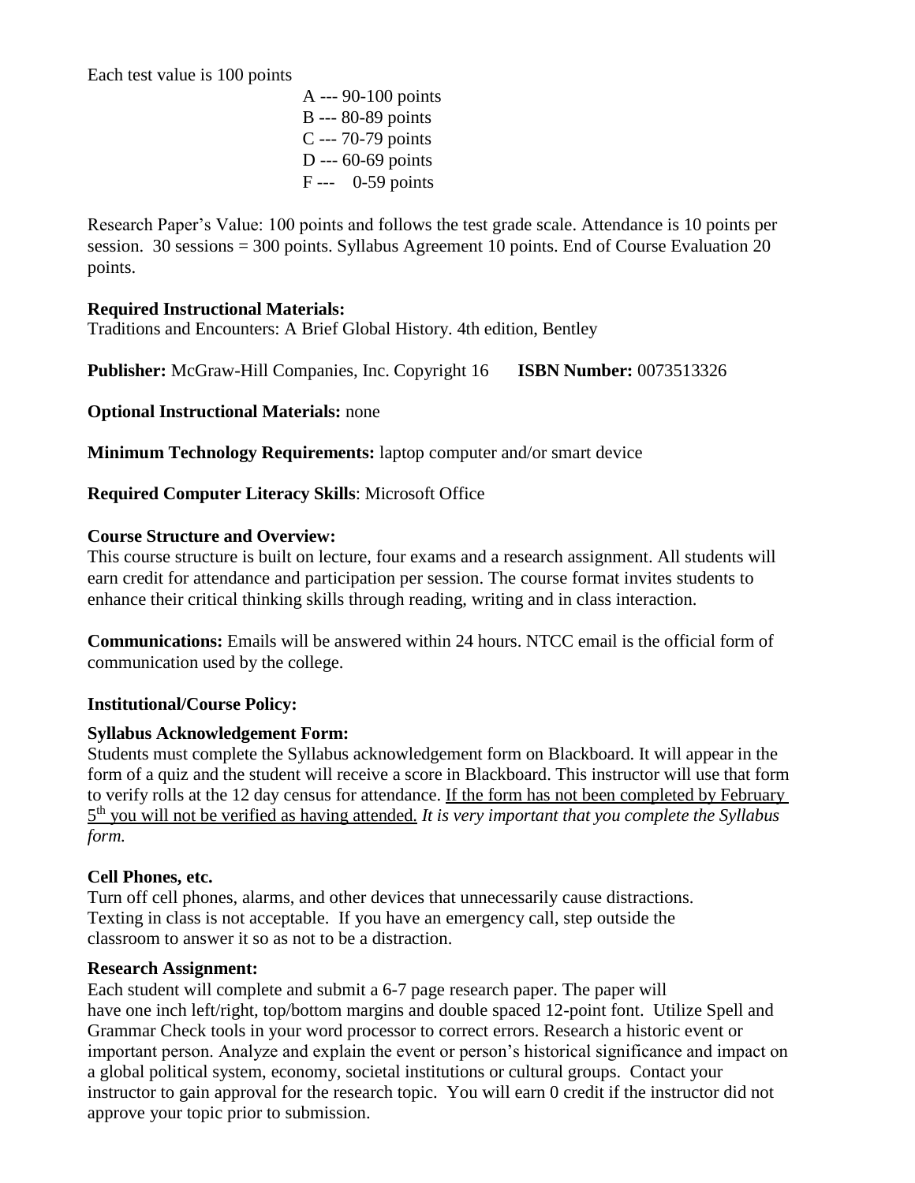Each test value is 100 points

A --- 90-100 points
B --- 80-89 points
C --- 70-79 points
D --- 60-69 points
F --- 0-59 points

Research Paper's Value: 100 points and follows the test grade scale. Attendance is 10 points per session. 30 sessions = 300 points. Syllabus Agreement 10 points. End of Course Evaluation 20 points.

**Required Instructional Materials:**
Traditions and Encounters: A Brief Global History. 4th edition, Bentley

**Publisher:** McGraw-Hill Companies, Inc. Copyright 16 **ISBN Number:** 0073513326

**Optional Instructional Materials:** none

**Minimum Technology Requirements:** laptop computer and/or smart device

**Required Computer Literacy Skills**: Microsoft Office

**Course Structure and Overview:**
This course structure is built on lecture, four exams and a research assignment. All students will earn credit for attendance and participation per session. The course format invites students to enhance their critical thinking skills through reading, writing and in class interaction.

**Communications:** Emails will be answered within 24 hours. NTCC email is the official form of communication used by the college.

**Institutional/Course Policy:**

**Syllabus Acknowledgement Form:**
Students must complete the Syllabus acknowledgement form on Blackboard. It will appear in the form of a quiz and the student will receive a score in Blackboard. This instructor will use that form to verify rolls at the 12 day census for attendance. If the form has not been completed by February 5th you will not be verified as having attended. *It is very important that you complete the Syllabus form.*

**Cell Phones, etc.**
Turn off cell phones, alarms, and other devices that unnecessarily cause distractions. Texting in class is not acceptable. If you have an emergency call, step outside the classroom to answer it so as not to be a distraction.

**Research Assignment:**
Each student will complete and submit a 6-7 page research paper. The paper will have one inch left/right, top/bottom margins and double spaced 12-point font. Utilize Spell and Grammar Check tools in your word processor to correct errors. Research a historic event or important person. Analyze and explain the event or person's historical significance and impact on a global political system, economy, societal institutions or cultural groups. Contact your instructor to gain approval for the research topic. You will earn 0 credit if the instructor did not approve your topic prior to submission.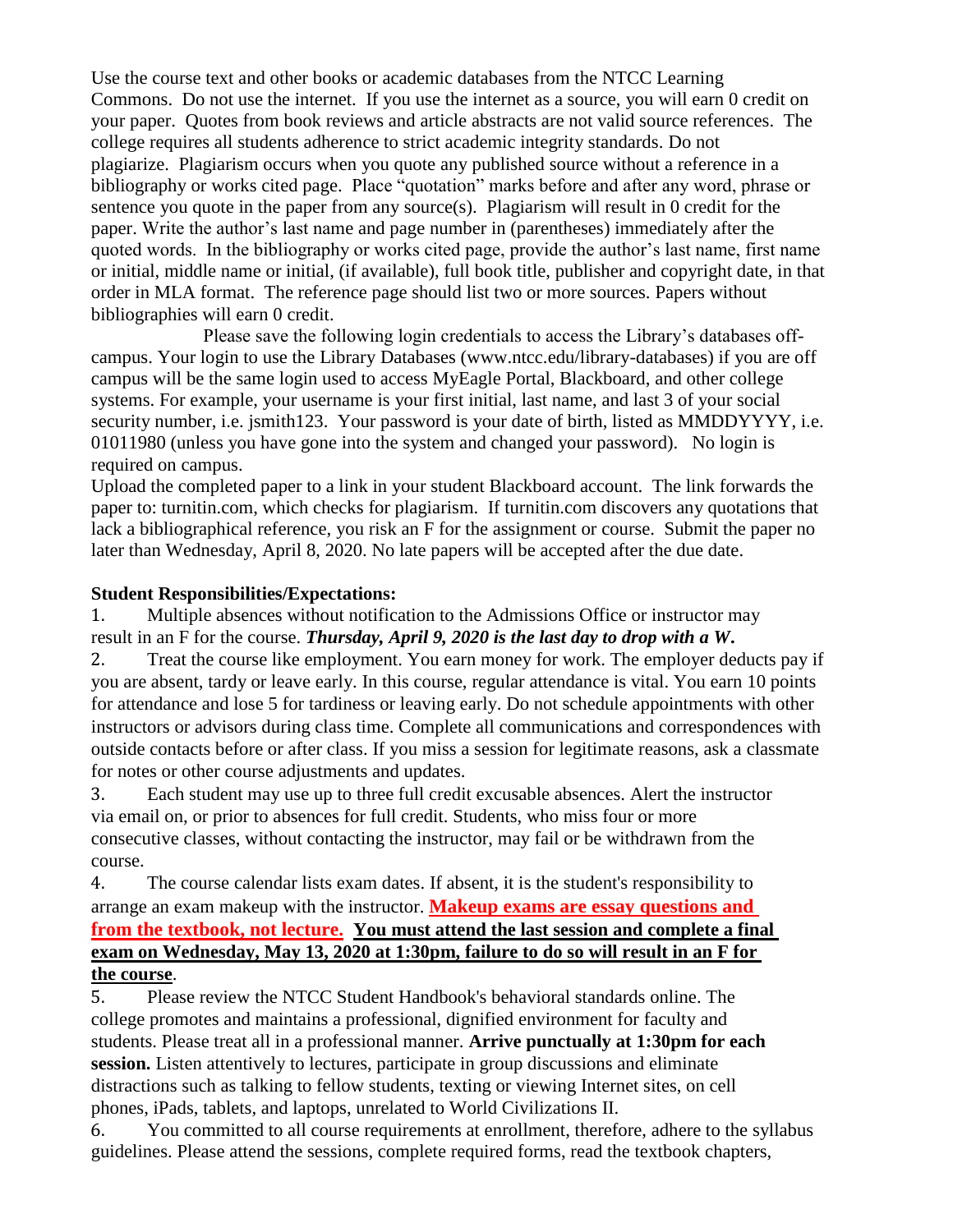Use the course text and other books or academic databases from the NTCC Learning Commons. Do not use the internet. If you use the internet as a source, you will earn 0 credit on your paper. Quotes from book reviews and article abstracts are not valid source references. The college requires all students adherence to strict academic integrity standards. Do not plagiarize. Plagiarism occurs when you quote any published source without a reference in a bibliography or works cited page. Place "quotation" marks before and after any word, phrase or sentence you quote in the paper from any source(s). Plagiarism will result in 0 credit for the paper. Write the author's last name and page number in (parentheses) immediately after the quoted words. In the bibliography or works cited page, provide the author's last name, first name or initial, middle name or initial, (if available), full book title, publisher and copyright date, in that order in MLA format. The reference page should list two or more sources. Papers without bibliographies will earn 0 credit.

Please save the following login credentials to access the Library's databases off-campus. Your login to use the Library Databases (www.ntcc.edu/library-databases) if you are off campus will be the same login used to access MyEagle Portal, Blackboard, and other college systems. For example, your username is your first initial, last name, and last 3 of your social security number, i.e. jsmith123. Your password is your date of birth, listed as MMDDYYYY, i.e. 01011980 (unless you have gone into the system and changed your password). No login is required on campus.

Upload the completed paper to a link in your student Blackboard account. The link forwards the paper to: turnitin.com, which checks for plagiarism. If turnitin.com discovers any quotations that lack a bibliographical reference, you risk an F for the assignment or course. Submit the paper no later than Wednesday, April 8, 2020. No late papers will be accepted after the due date.

**Student Responsibilities/Expectations:**

1. Multiple absences without notification to the Admissions Office or instructor may result in an F for the course. ***Thursday, April 9, 2020 is the last day to drop with a W.***
2. Treat the course like employment. You earn money for work. The employer deducts pay if you are absent, tardy or leave early. In this course, regular attendance is vital. You earn 10 points for attendance and lose 5 for tardiness or leaving early. Do not schedule appointments with other instructors or advisors during class time. Complete all communications and correspondences with outside contacts before or after class. If you miss a session for legitimate reasons, ask a classmate for notes or other course adjustments and updates.
3. Each student may use up to three full credit excusable absences. Alert the instructor via email on, or prior to absences for full credit. Students, who miss four or more consecutive classes, without contacting the instructor, may fail or be withdrawn from the course.
4. The course calendar lists exam dates. If absent, it is the student's responsibility to arrange an exam makeup with the instructor. **Makeup exams are essay questions and from the textbook, not lecture.** **You must attend the last session and complete a final exam on Wednesday, May 13, 2020 at 1:30pm, failure to do so will result in an F for the course**.
5. Please review the NTCC Student Handbook's behavioral standards online. The college promotes and maintains a professional, dignified environment for faculty and students. Please treat all in a professional manner. **Arrive punctually at 1:30pm for each session.** Listen attentively to lectures, participate in group discussions and eliminate distractions such as talking to fellow students, texting or viewing Internet sites, on cell phones, iPads, tablets, and laptops, unrelated to World Civilizations II.
6. You committed to all course requirements at enrollment, therefore, adhere to the syllabus guidelines. Please attend the sessions, complete required forms, read the textbook chapters,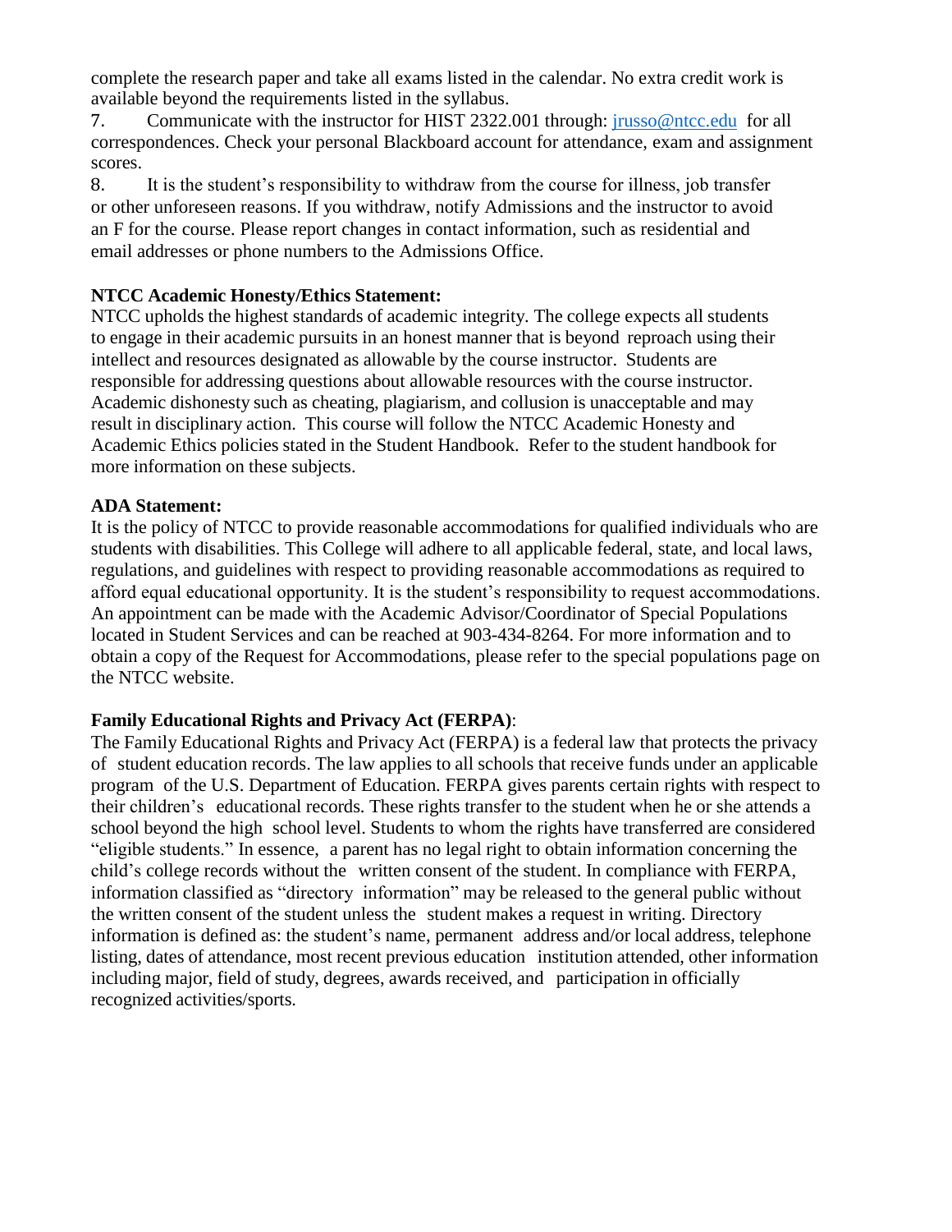complete the research paper and take all exams listed in the calendar. No extra credit work is available beyond the requirements listed in the syllabus.

7. Communicate with the instructor for HIST 2322.001 through: jrusso@ntcc.edu for all correspondences. Check your personal Blackboard account for attendance, exam and assignment scores.

8. It is the student's responsibility to withdraw from the course for illness, job transfer or other unforeseen reasons. If you withdraw, notify Admissions and the instructor to avoid an F for the course. Please report changes in contact information, such as residential and email addresses or phone numbers to the Admissions Office.

**NTCC Academic Honesty/Ethics Statement:**

NTCC upholds the highest standards of academic integrity. The college expects all students to engage in their academic pursuits in an honest manner that is beyond reproach using their intellect and resources designated as allowable by the course instructor. Students are responsible for addressing questions about allowable resources with the course instructor. Academic dishonesty such as cheating, plagiarism, and collusion is unacceptable and may result in disciplinary action. This course will follow the NTCC Academic Honesty and Academic Ethics policies stated in the Student Handbook. Refer to the student handbook for more information on these subjects.

**ADA Statement:**

It is the policy of NTCC to provide reasonable accommodations for qualified individuals who are students with disabilities. This College will adhere to all applicable federal, state, and local laws, regulations, and guidelines with respect to providing reasonable accommodations as required to afford equal educational opportunity. It is the student's responsibility to request accommodations. An appointment can be made with the Academic Advisor/Coordinator of Special Populations located in Student Services and can be reached at 903-434-8264. For more information and to obtain a copy of the Request for Accommodations, please refer to the special populations page on the NTCC website.

**Family Educational Rights and Privacy Act (FERPA)**:

The Family Educational Rights and Privacy Act (FERPA) is a federal law that protects the privacy of student education records. The law applies to all schools that receive funds under an applicable program of the U.S. Department of Education. FERPA gives parents certain rights with respect to their children's educational records. These rights transfer to the student when he or she attends a school beyond the high school level. Students to whom the rights have transferred are considered "eligible students." In essence, a parent has no legal right to obtain information concerning the child's college records without the written consent of the student. In compliance with FERPA, information classified as "directory information" may be released to the general public without the written consent of the student unless the student makes a request in writing. Directory information is defined as: the student's name, permanent address and/or local address, telephone listing, dates of attendance, most recent previous education institution attended, other information including major, field of study, degrees, awards received, and participation in officially recognized activities/sports.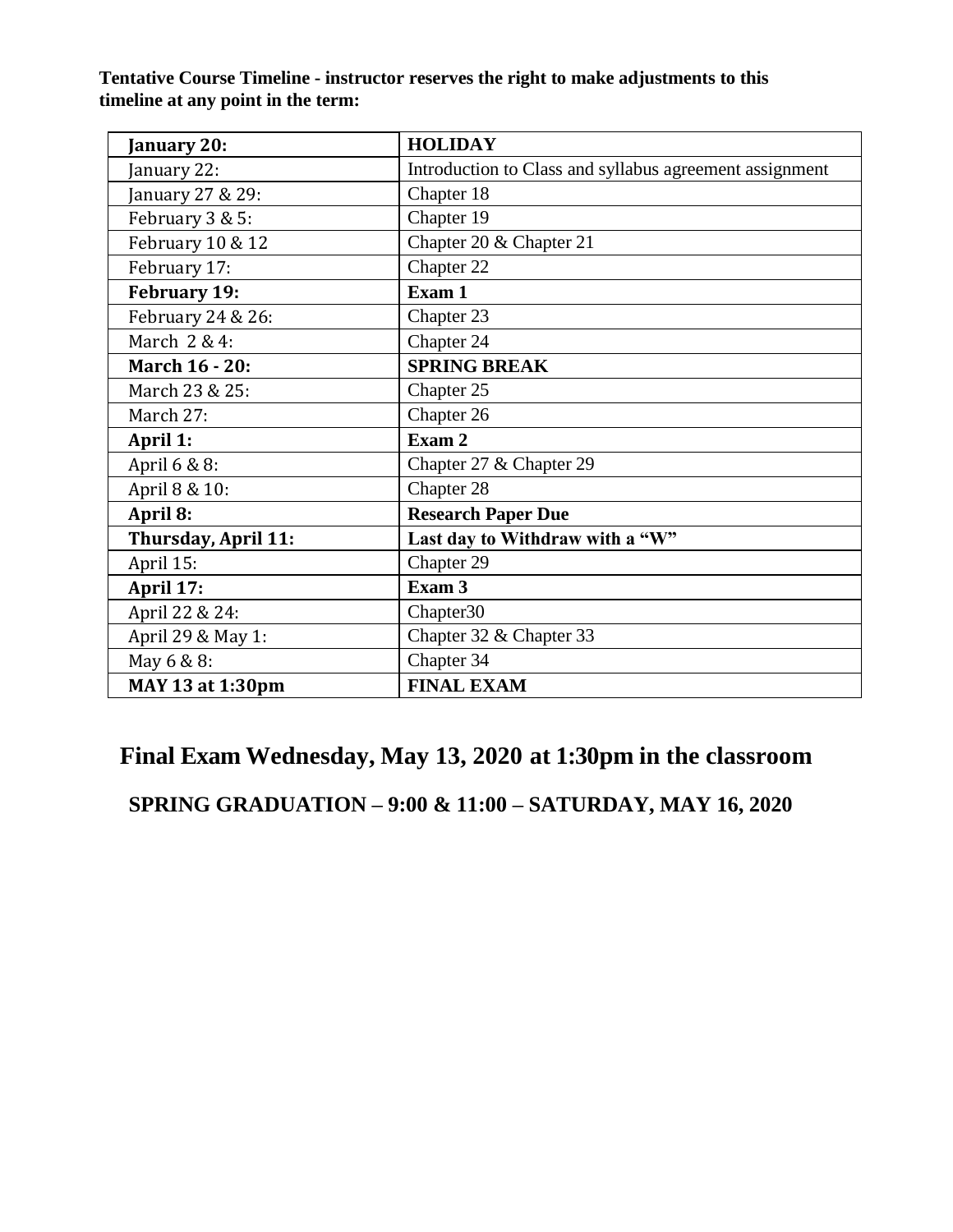**Tentative Course Timeline - instructor reserves the right to make adjustments to this timeline at any point in the term:**

| | |
|---|---|
| **January 20:** | **HOLIDAY** |
| January 22: | Introduction to Class and syllabus agreement assignment |
| January 27 & 29: | Chapter 18 |
| February 3 & 5: | Chapter 19 |
| February 10 & 12 | Chapter 20 & Chapter 21 |
| February 17: | Chapter 22 |
| **February 19:** | **Exam 1** |
| February 24 & 26: | Chapter 23 |
| March 2 & 4: | Chapter 24 |
| **March 16 - 20:** | **SPRING BREAK** |
| March 23 & 25: | Chapter 25 |
| March 27: | Chapter 26 |
| **April 1:** | **Exam 2** |
| April 6 & 8: | Chapter 27 & Chapter 29 |
| April 8 & 10: | Chapter 28 |
| **April 8:** | **Research Paper Due** |
| **Thursday, April 11:** | **Last day to Withdraw with a "W"** |
| April 15: | Chapter 29 |
| **April 17:** | **Exam 3** |
| April 22 & 24: | Chapter30 |
| April 29 & May 1: | Chapter 32 & Chapter 33 |
| May 6 & 8: | Chapter 34 |
| **MAY 13 at 1:30pm** | **FINAL EXAM** |

## Final Exam Wednesday, May 13, 2020 at 1:30pm in the classroom

### SPRING GRADUATION – 9:00 & 11:00 – SATURDAY, MAY 16, 2020